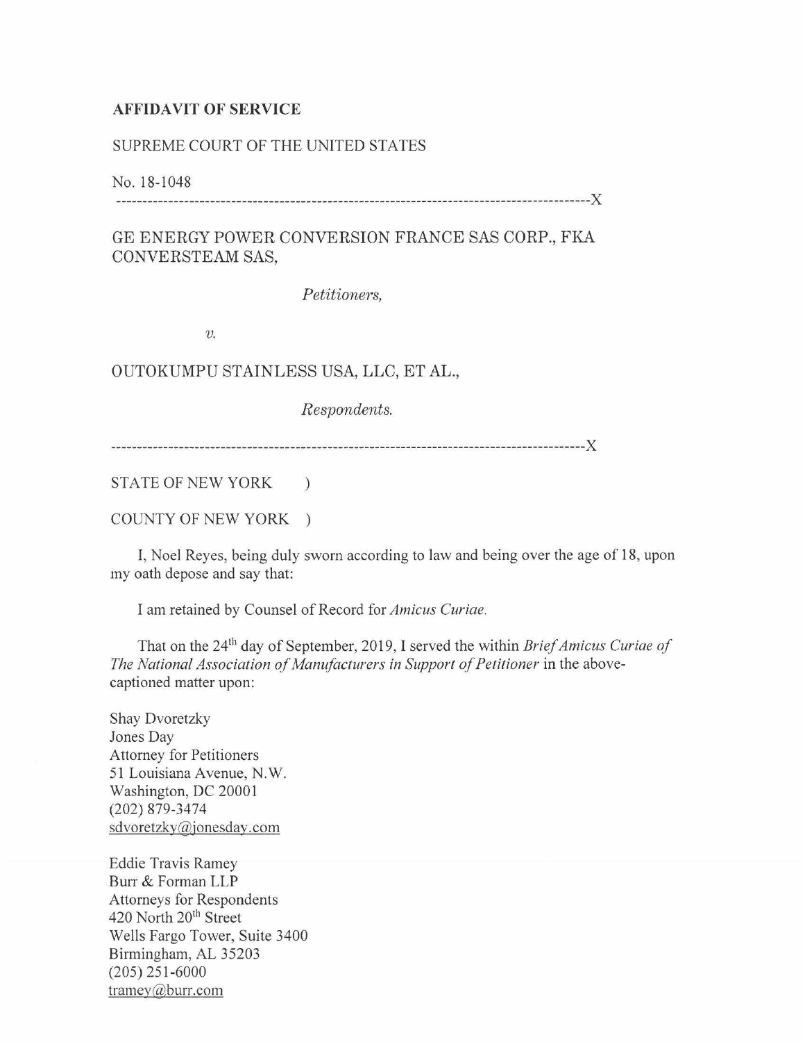**AFFIDAVIT OF SERVICE**

SUPREME COURT OF THE UNITED STATES

No. 18-1048

------------------------------------------------------------------------------------------X

GE ENERGY POWER CONVERSION FRANCE SAS CORP., FKA CONVERSTEAM SAS,

*Petitioners,*

*v.*

OUTOKUMPU STAINLESS USA, LLC, ET AL.,

*Respondents.*

------------------------------------------------------------------------------------------X

STATE OF NEW YORK )

COUNTY OF NEW YORK )

I, Noel Reyes, being duly sworn according to law and being over the age of 18, upon my oath depose and say that:

I am retained by Counsel of Record for *Amicus Curiae.*

That on the 24th day of September, 2019, I served the within *Brief Amicus Curiae of The National Association of Manufacturers in Support of Petitioner* in the above-captioned matter upon:

Shay Dvoretzky
Jones Day
Attorney for Petitioners
51 Louisiana Avenue, N.W.
Washington, DC 20001
(202) 879-3474
sdvoretzky@jonesday.com

Eddie Travis Ramey
Burr & Forman LLP
Attorneys for Respondents
420 North 20th Street
Wells Fargo Tower, Suite 3400
Birmingham, AL 35203
(205) 251-6000
tramey@burr.com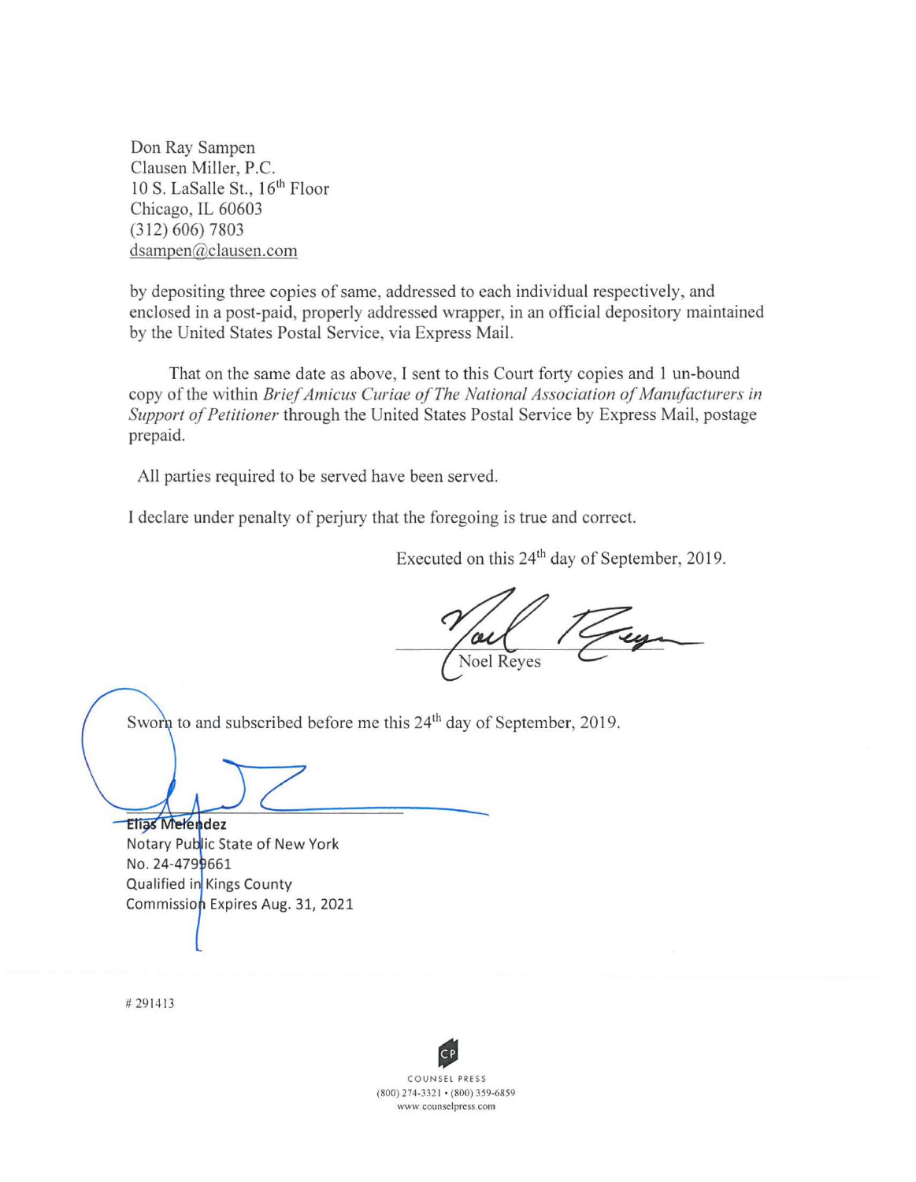Don Ray Sampen
Clausen Miller, P.C.
10 S. LaSalle St., 16th Floor
Chicago, IL 60603
(312) 606) 7803
dsampen@clausen.com

by depositing three copies of same, addressed to each individual respectively, and enclosed in a post-paid, properly addressed wrapper, in an official depository maintained by the United States Postal Service, via Express Mail.

That on the same date as above, I sent to this Court forty copies and 1 un-bound copy of the within *Brief Amicus Curiae of The National Association of Manufacturers in Support of Petitioner* through the United States Postal Service by Express Mail, postage prepaid.

All parties required to be served have been served.

I declare under penalty of perjury that the foregoing is true and correct.

Executed on this 24th day of September, 2019.

Noel Reyes

Sworn to and subscribed before me this 24th day of September, 2019.

**Elias Melendez**
Notary Public State of New York
No. 24-4799661
Qualified in Kings County
Commission Expires Aug. 31, 2021

# 291413

COUNSEL PRESS
(800) 274-3321 • (800) 359-6859
www.counselpress.com